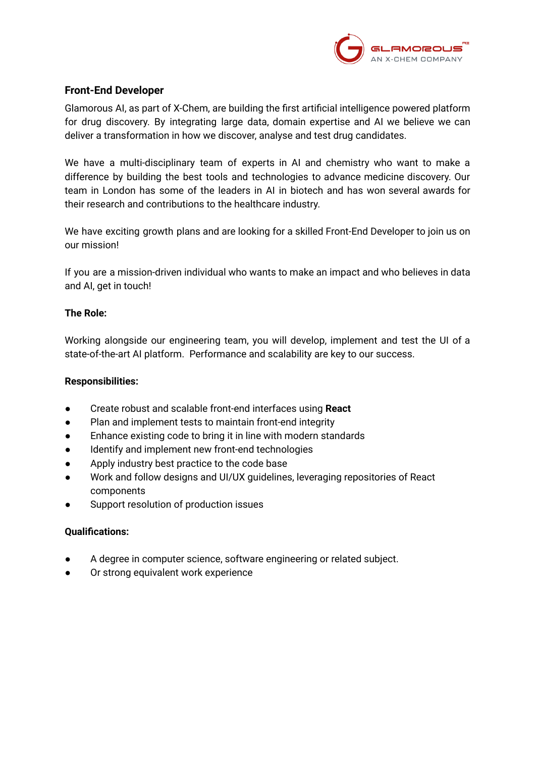## Front-End Developer

Glamorous AI, as part of X-Chem, are building the first artificial intelligence powered platform for drug discovery. By integrating large data, domain expertise and AI we believe we can deliver a transformation in how we discover, analyse and test drug candidates.

We have a multi-disciplinary team of experts in AI and chemistry who want to make a difference by building the best tools and technologies to advance medicine discovery. Our team in London has some of the leaders in AI in biotech and has won several awards for their research and contributions to the healthcare industry.

We have exciting growth plans and are looking for a skilled Front-End Developer to join us on our mission!

If you are a mission-driven individual who wants to make an impact and who believes in data and AI, get in touch!

**The Role:**

Working alongside our engineering team, you will develop, implement and test the UI of a state-of-the-art AI platform. Performance and scalability are key to our success.

**Responsibilities:**

- Create robust and scalable front-end interfaces using **React**
- Plan and implement tests to maintain front-end integrity
- Enhance existing code to bring it in line with modern standards
- Identify and implement new front-end technologies
- Apply industry best practice to the code base
- Work and follow designs and UI/UX guidelines, leveraging repositories of React components
- Support resolution of production issues

**Qualifications:**

- A degree in computer science, software engineering or related subject.
- Or strong equivalent work experience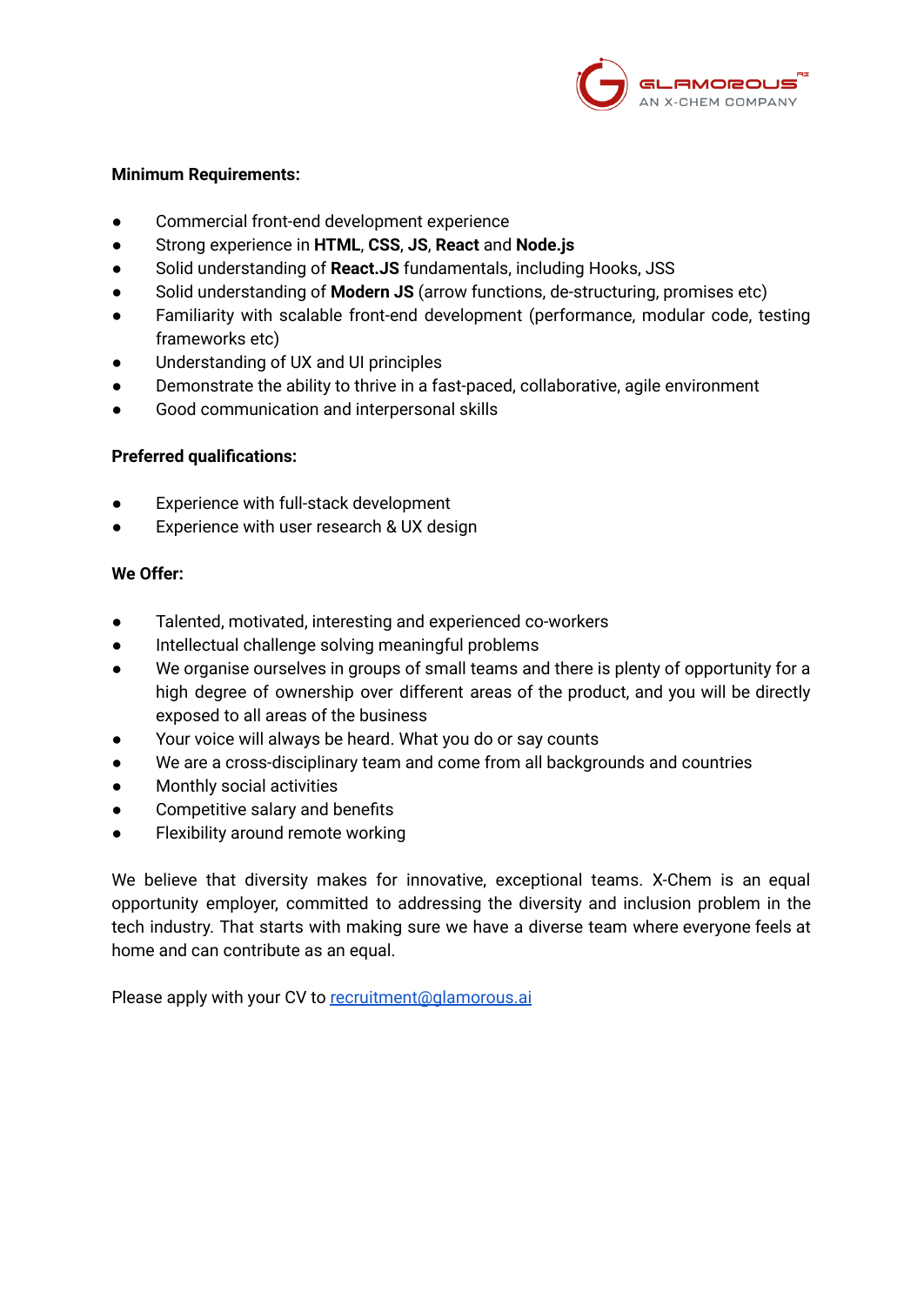**Minimum Requirements:**

- Commercial front-end development experience
- Strong experience in **HTML**, **CSS**, **JS**, **React** and **Node.js**
- Solid understanding of **React.JS** fundamentals, including Hooks, JSS
- Solid understanding of **Modern JS** (arrow functions, de-structuring, promises etc)
- Familiarity with scalable front-end development (performance, modular code, testing frameworks etc)
- Understanding of UX and UI principles
- Demonstrate the ability to thrive in a fast-paced, collaborative, agile environment
- Good communication and interpersonal skills

**Preferred qualifications:**

- Experience with full-stack development
- Experience with user research & UX design

**We Offer:**

- Talented, motivated, interesting and experienced co-workers
- Intellectual challenge solving meaningful problems
- We organise ourselves in groups of small teams and there is plenty of opportunity for a high degree of ownership over different areas of the product, and you will be directly exposed to all areas of the business
- Your voice will always be heard. What you do or say counts
- We are a cross-disciplinary team and come from all backgrounds and countries
- Monthly social activities
- Competitive salary and benefits
- Flexibility around remote working

We believe that diversity makes for innovative, exceptional teams. X-Chem is an equal opportunity employer, committed to addressing the diversity and inclusion problem in the tech industry. That starts with making sure we have a diverse team where everyone feels at home and can contribute as an equal.

Please apply with your CV to [recruitment@glamorous.ai](mailto:recruitment@glamorous.ai)